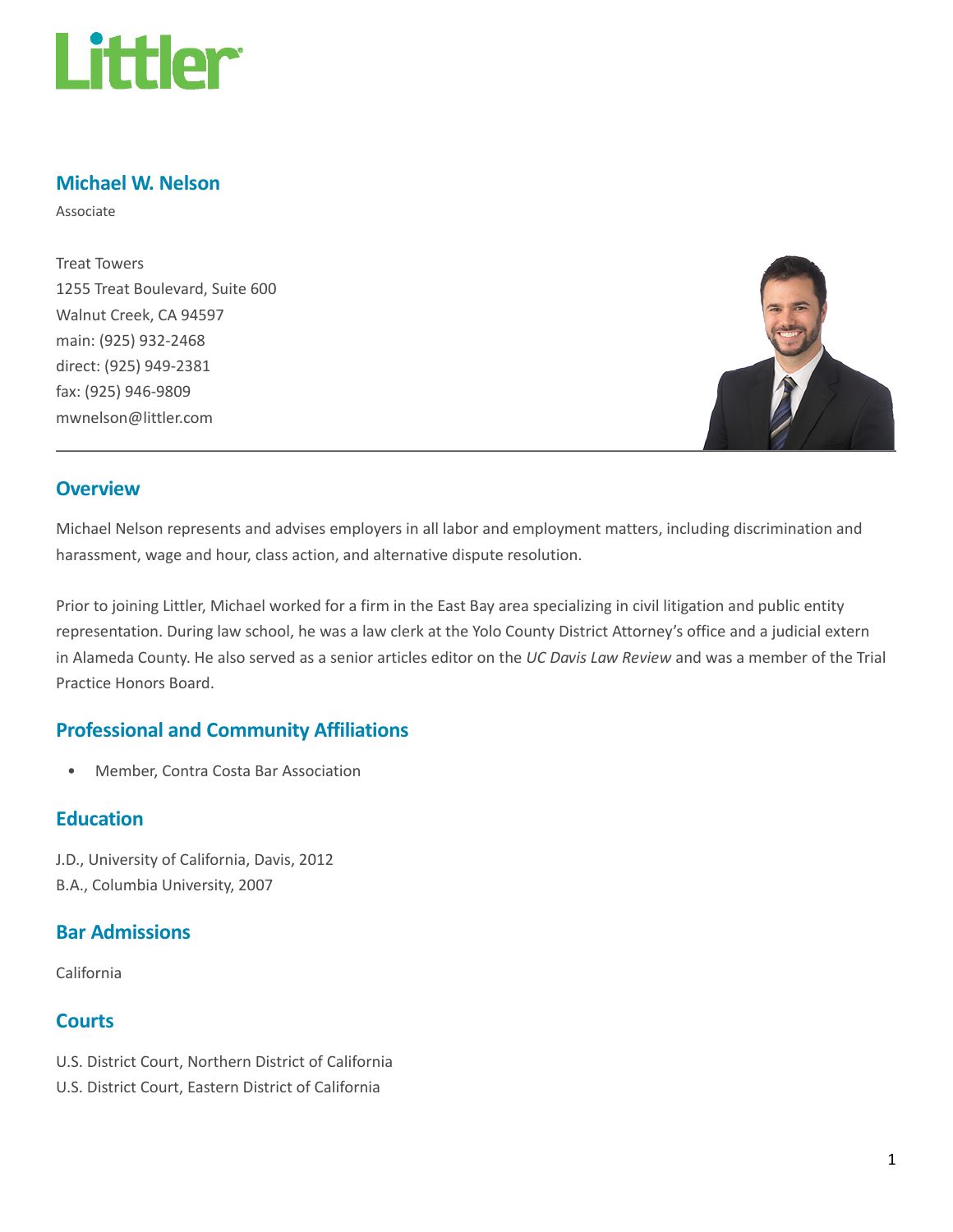# Littler

## Michael W. Nelson

Associate

Treat Towers
1255 Treat Boulevard, Suite 600
Walnut Creek, CA 94597
main: (925) 932-2468
direct: (925) 949-2381
fax: (925) 946-9809
mwnelson@littler.com

## Overview

Michael Nelson represents and advises employers in all labor and employment matters, including discrimination and harassment, wage and hour, class action, and alternative dispute resolution.

Prior to joining Littler, Michael worked for a firm in the East Bay area specializing in civil litigation and public entity representation. During law school, he was a law clerk at the Yolo County District Attorney's office and a judicial extern in Alameda County. He also served as a senior articles editor on the *UC Davis Law Review* and was a member of the Trial Practice Honors Board.

## Professional and Community Affiliations

- Member, Contra Costa Bar Association

## Education

J.D., University of California, Davis, 2012
B.A., Columbia University, 2007

## Bar Admissions

California

## Courts

U.S. District Court, Northern District of California
U.S. District Court, Eastern District of California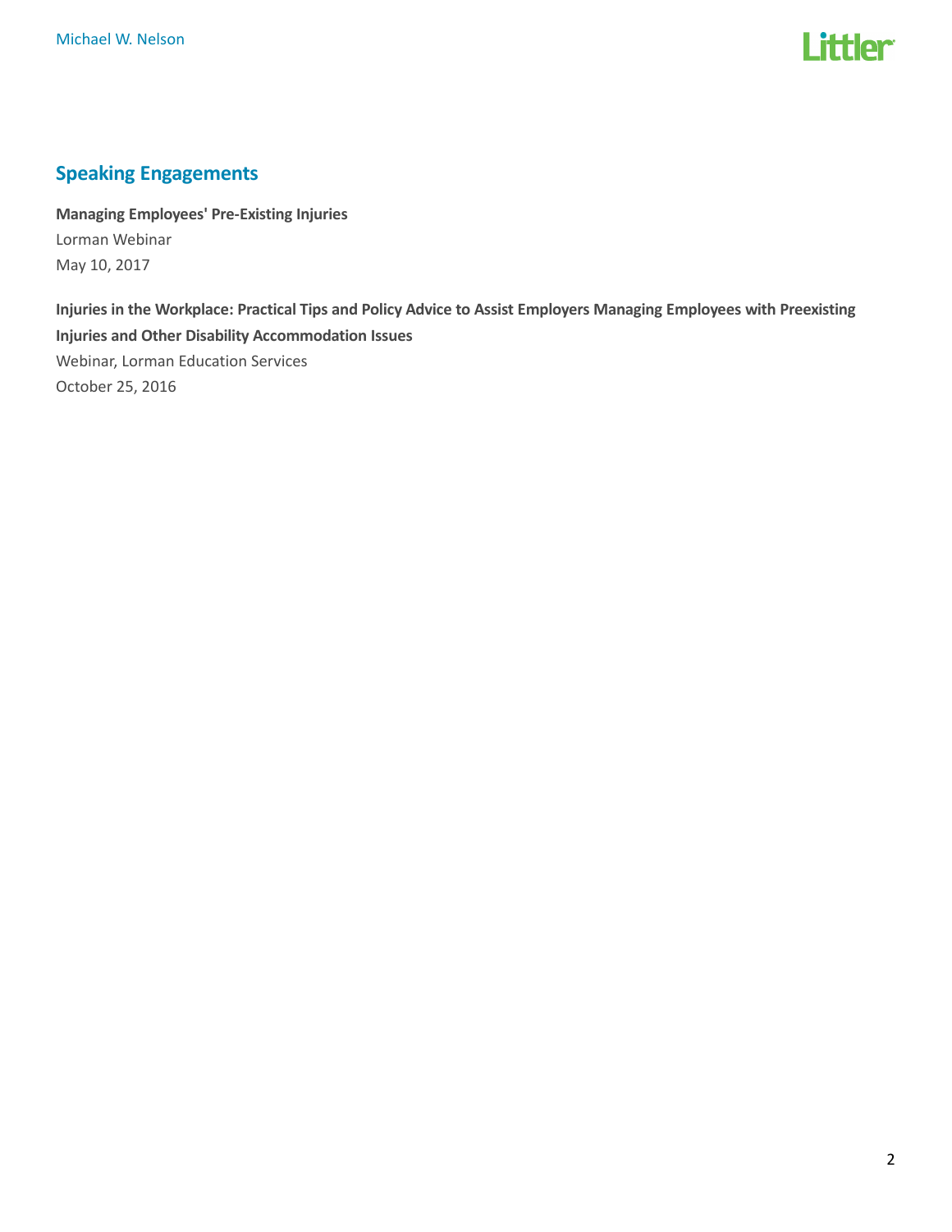## Speaking Engagements

**Managing Employees' Pre-Existing Injuries**
Lorman Webinar
May 10, 2017

**Injuries in the Workplace: Practical Tips and Policy Advice to Assist Employers Managing Employees with Preexisting Injuries and Other Disability Accommodation Issues**
Webinar, Lorman Education Services
October 25, 2016